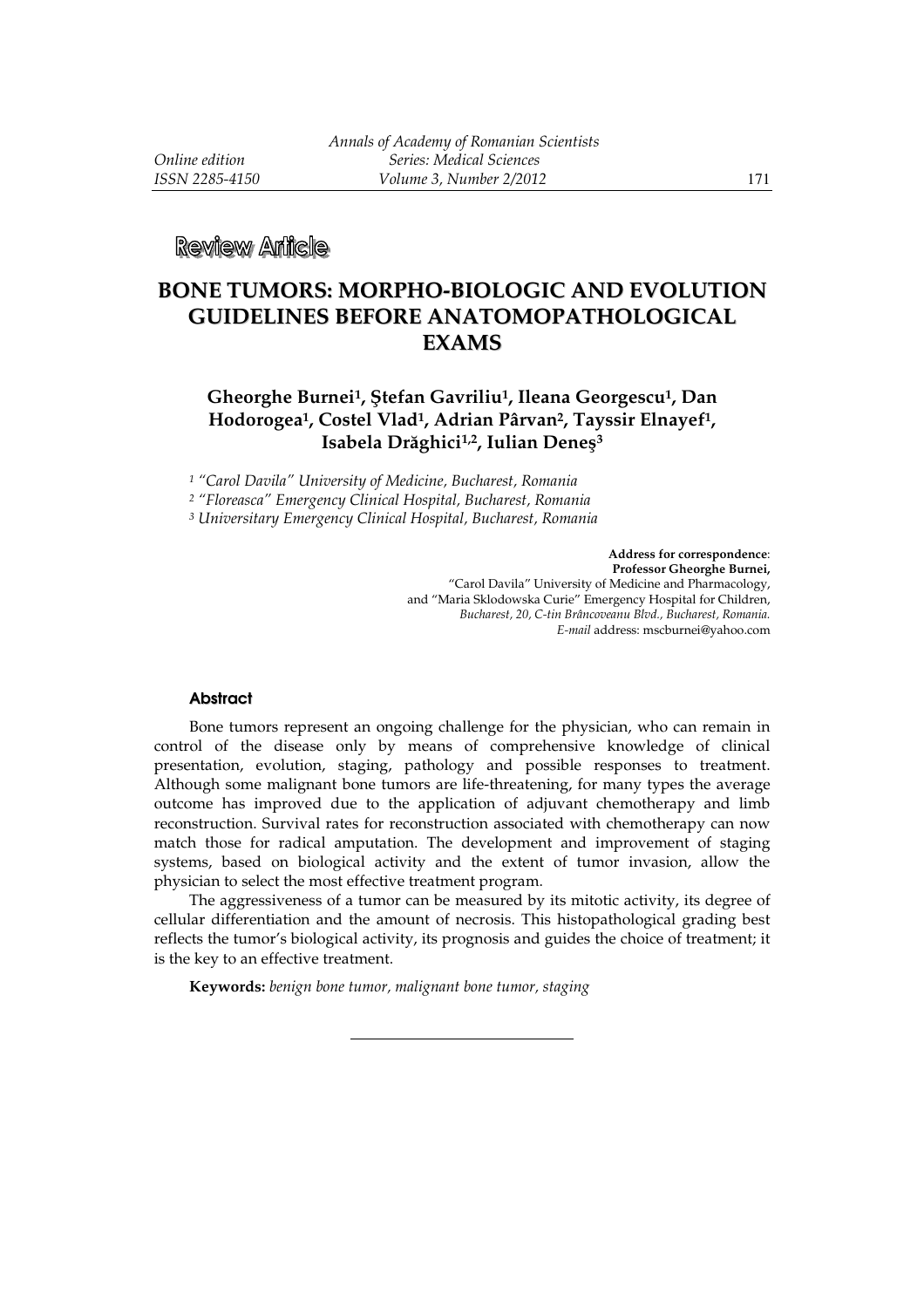**Review Article**

# BONE TUMORS: MORPHO-BIOLOGIC AND EVOLUTION GUIDELINES BEFORE ANATOMOPATHOLOGICAL EXAMS

**Gheorghe Burnei[1], Ştefan Gavriliu[1], Ileana Georgescu[1], Dan Hodorogea[1], Costel Vlad[1], Adrian Pârvan[2], Tayssir Elnayef[1], Isabela Drăghici[1,2], Iulian Deneş[3]**

[1] *"Carol Davila" University of Medicine, Bucharest, Romania*
[2] *"Floreasca" Emergency Clinical Hospital, Bucharest, Romania*
[3] *Universitary Emergency Clinical Hospital, Bucharest, Romania*

**Address for correspondence**:
**Professor Gheorghe Burnei,**
"Carol Davila" University of Medicine and Pharmacology,
and "Maria Sklodowska Curie" Emergency Hospital for Children,
*Bucharest, 20, C-tin Brâncoveanu Blvd., Bucharest, Romania.*
*E-mail* address: mscburnei@yahoo.com

## Abstract

Bone tumors represent an ongoing challenge for the physician, who can remain in control of the disease only by means of comprehensive knowledge of clinical presentation, evolution, staging, pathology and possible responses to treatment. Although some malignant bone tumors are life-threatening, for many types the average outcome has improved due to the application of adjuvant chemotherapy and limb reconstruction. Survival rates for reconstruction associated with chemotherapy can now match those for radical amputation. The development and improvement of staging systems, based on biological activity and the extent of tumor invasion, allow the physician to select the most effective treatment program.

The aggressiveness of a tumor can be measured by its mitotic activity, its degree of cellular differentiation and the amount of necrosis. This histopathological grading best reflects the tumor's biological activity, its prognosis and guides the choice of treatment; it is the key to an effective treatment.

**Keywords:** *benign bone tumor, malignant bone tumor, staging*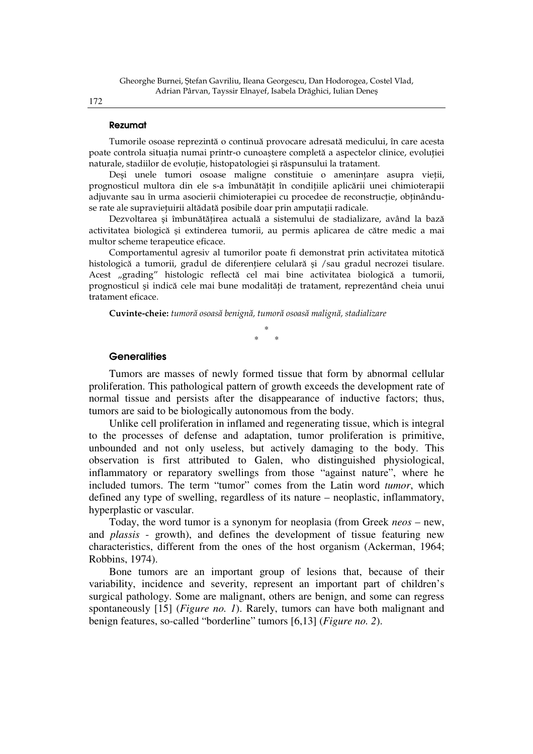### Rezumat

Tumorile osoase reprezintă o continuă provocare adresată medicului, în care acesta poate controla situația numai printr-o cunoaștere completă a aspectelor clinice, evoluției naturale, stadiilor de evoluție, histopatologiei și răspunsului la tratament.

Deși unele tumori osoase maligne constituie o amenințare asupra vieții, prognosticul multora din ele s-a îmbunătățit în condițiile aplicării unei chimioterapii adjuvante sau în urma asocierii chimioterapiei cu procedee de reconstrucție, obținându-se rate ale supraviețuirii altădată posibile doar prin amputații radicale.

Dezvoltarea și îmbunătățirea actuală a sistemului de stadializare, având la bază activitatea biologică și extinderea tumorii, au permis aplicarea de către medic a mai multor scheme terapeutice eficace.

Comportamentul agresiv al tumorilor poate fi demonstrat prin activitatea mitotică histologică a tumorii, gradul de diferențiere celulară și /sau gradul necrozei tisulare. Acest „grading" histologic reflectă cel mai bine activitatea biologică a tumorii, prognosticul și indică cele mai bune modalități de tratament, reprezentând cheia unui tratament eficace.

**Cuvinte-cheie:** *tumoră osoasă benignă, tumoră osoasă malignă, stadializare*

\*
\* \*

### Generalities

Tumors are masses of newly formed tissue that form by abnormal cellular proliferation. This pathological pattern of growth exceeds the development rate of normal tissue and persists after the disappearance of inductive factors; thus, tumors are said to be biologically autonomous from the body.

Unlike cell proliferation in inflamed and regenerating tissue, which is integral to the processes of defense and adaptation, tumor proliferation is primitive, unbounded and not only useless, but actively damaging to the body. This observation is first attributed to Galen, who distinguished physiological, inflammatory or reparatory swellings from those "against nature", where he included tumors. The term "tumor" comes from the Latin word *tumor*, which defined any type of swelling, regardless of its nature – neoplastic, inflammatory, hyperplastic or vascular.

Today, the word tumor is a synonym for neoplasia (from Greek *neos* – new, and *plassis* - growth), and defines the development of tissue featuring new characteristics, different from the ones of the host organism (Ackerman, 1964; Robbins, 1974).

Bone tumors are an important group of lesions that, because of their variability, incidence and severity, represent an important part of children's surgical pathology. Some are malignant, others are benign, and some can regress spontaneously [15] (*Figure no. 1*). Rarely, tumors can have both malignant and benign features, so-called "borderline" tumors [6,13] (*Figure no. 2*).